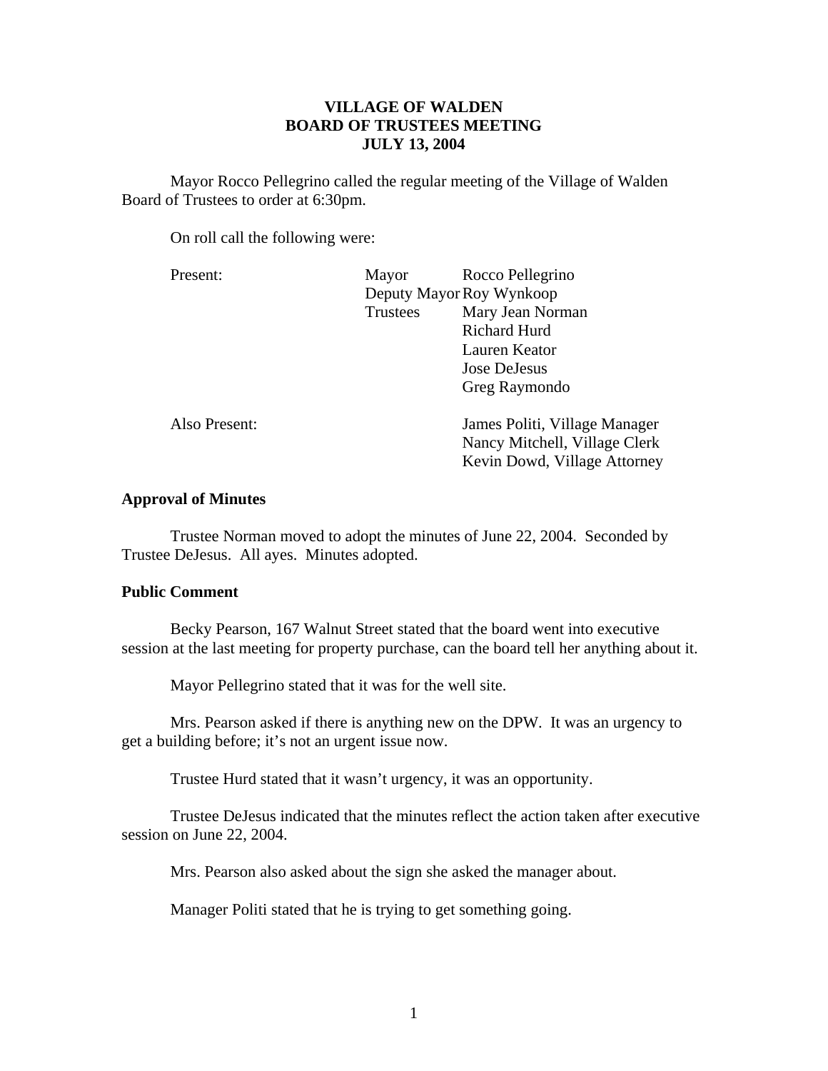# VILLAGE OF WALDEN
## BOARD OF TRUSTEES MEETING
## JULY 13, 2004

Mayor Rocco Pellegrino called the regular meeting of the Village of Walden Board of Trustees to order at 6:30pm.

On roll call the following were:

| | | |
|---|---|---|
| Present: | Mayor | Rocco Pellegrino |
| | Deputy Mayor | Roy Wynkoop |
| | Trustees | Mary Jean Norman |
| | | Richard Hurd |
| | | Lauren Keator |
| | | Jose DeJesus |
| | | Greg Raymondo |
| Also Present: | | James Politi, Village Manager |
| | | Nancy Mitchell, Village Clerk |
| | | Kevin Dowd, Village Attorney |

**Approval of Minutes**

Trustee Norman moved to adopt the minutes of June 22, 2004. Seconded by Trustee DeJesus. All ayes. Minutes adopted.

**Public Comment**

Becky Pearson, 167 Walnut Street stated that the board went into executive session at the last meeting for property purchase, can the board tell her anything about it.

Mayor Pellegrino stated that it was for the well site.

Mrs. Pearson asked if there is anything new on the DPW. It was an urgency to get a building before; it's not an urgent issue now.

Trustee Hurd stated that it wasn't urgency, it was an opportunity.

Trustee DeJesus indicated that the minutes reflect the action taken after executive session on June 22, 2004.

Mrs. Pearson also asked about the sign she asked the manager about.

Manager Politi stated that he is trying to get something going.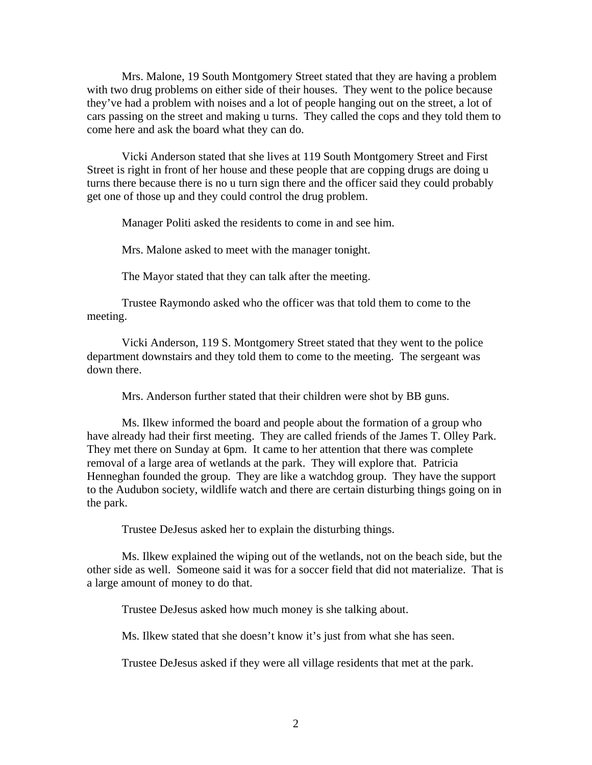Mrs. Malone, 19 South Montgomery Street stated that they are having a problem with two drug problems on either side of their houses. They went to the police because they've had a problem with noises and a lot of people hanging out on the street, a lot of cars passing on the street and making u turns. They called the cops and they told them to come here and ask the board what they can do.

Vicki Anderson stated that she lives at 119 South Montgomery Street and First Street is right in front of her house and these people that are copping drugs are doing u turns there because there is no u turn sign there and the officer said they could probably get one of those up and they could control the drug problem.

Manager Politi asked the residents to come in and see him.

Mrs. Malone asked to meet with the manager tonight.

The Mayor stated that they can talk after the meeting.

Trustee Raymondo asked who the officer was that told them to come to the meeting.

Vicki Anderson, 119 S. Montgomery Street stated that they went to the police department downstairs and they told them to come to the meeting. The sergeant was down there.

Mrs. Anderson further stated that their children were shot by BB guns.

Ms. Ilkew informed the board and people about the formation of a group who have already had their first meeting. They are called friends of the James T. Olley Park. They met there on Sunday at 6pm. It came to her attention that there was complete removal of a large area of wetlands at the park. They will explore that. Patricia Henneghan founded the group. They are like a watchdog group. They have the support to the Audubon society, wildlife watch and there are certain disturbing things going on in the park.

Trustee DeJesus asked her to explain the disturbing things.

Ms. Ilkew explained the wiping out of the wetlands, not on the beach side, but the other side as well. Someone said it was for a soccer field that did not materialize. That is a large amount of money to do that.

Trustee DeJesus asked how much money is she talking about.

Ms. Ilkew stated that she doesn't know it's just from what she has seen.

Trustee DeJesus asked if they were all village residents that met at the park.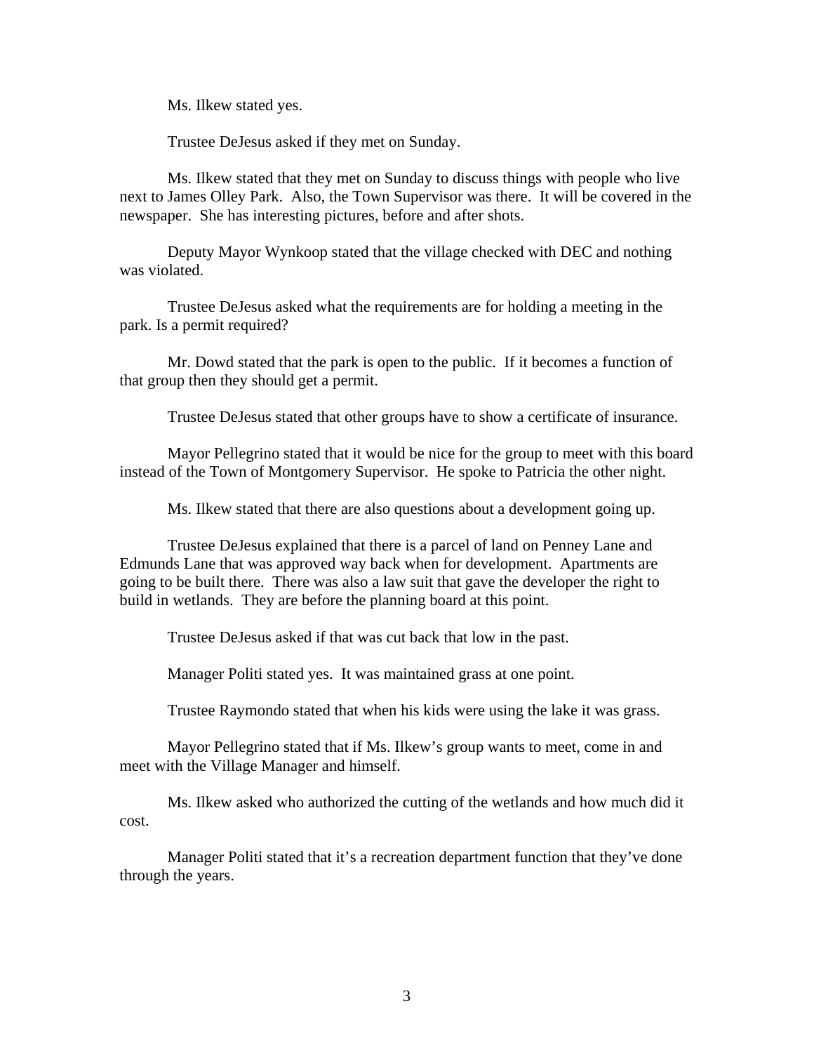Ms. Ilkew stated yes.

Trustee DeJesus asked if they met on Sunday.

Ms. Ilkew stated that they met on Sunday to discuss things with people who live next to James Olley Park. Also, the Town Supervisor was there. It will be covered in the newspaper. She has interesting pictures, before and after shots.

Deputy Mayor Wynkoop stated that the village checked with DEC and nothing was violated.

Trustee DeJesus asked what the requirements are for holding a meeting in the park. Is a permit required?

Mr. Dowd stated that the park is open to the public. If it becomes a function of that group then they should get a permit.

Trustee DeJesus stated that other groups have to show a certificate of insurance.

Mayor Pellegrino stated that it would be nice for the group to meet with this board instead of the Town of Montgomery Supervisor. He spoke to Patricia the other night.

Ms. Ilkew stated that there are also questions about a development going up.

Trustee DeJesus explained that there is a parcel of land on Penney Lane and Edmunds Lane that was approved way back when for development. Apartments are going to be built there. There was also a law suit that gave the developer the right to build in wetlands. They are before the planning board at this point.

Trustee DeJesus asked if that was cut back that low in the past.

Manager Politi stated yes. It was maintained grass at one point.

Trustee Raymondo stated that when his kids were using the lake it was grass.

Mayor Pellegrino stated that if Ms. Ilkew's group wants to meet, come in and meet with the Village Manager and himself.

Ms. Ilkew asked who authorized the cutting of the wetlands and how much did it cost.

Manager Politi stated that it's a recreation department function that they've done through the years.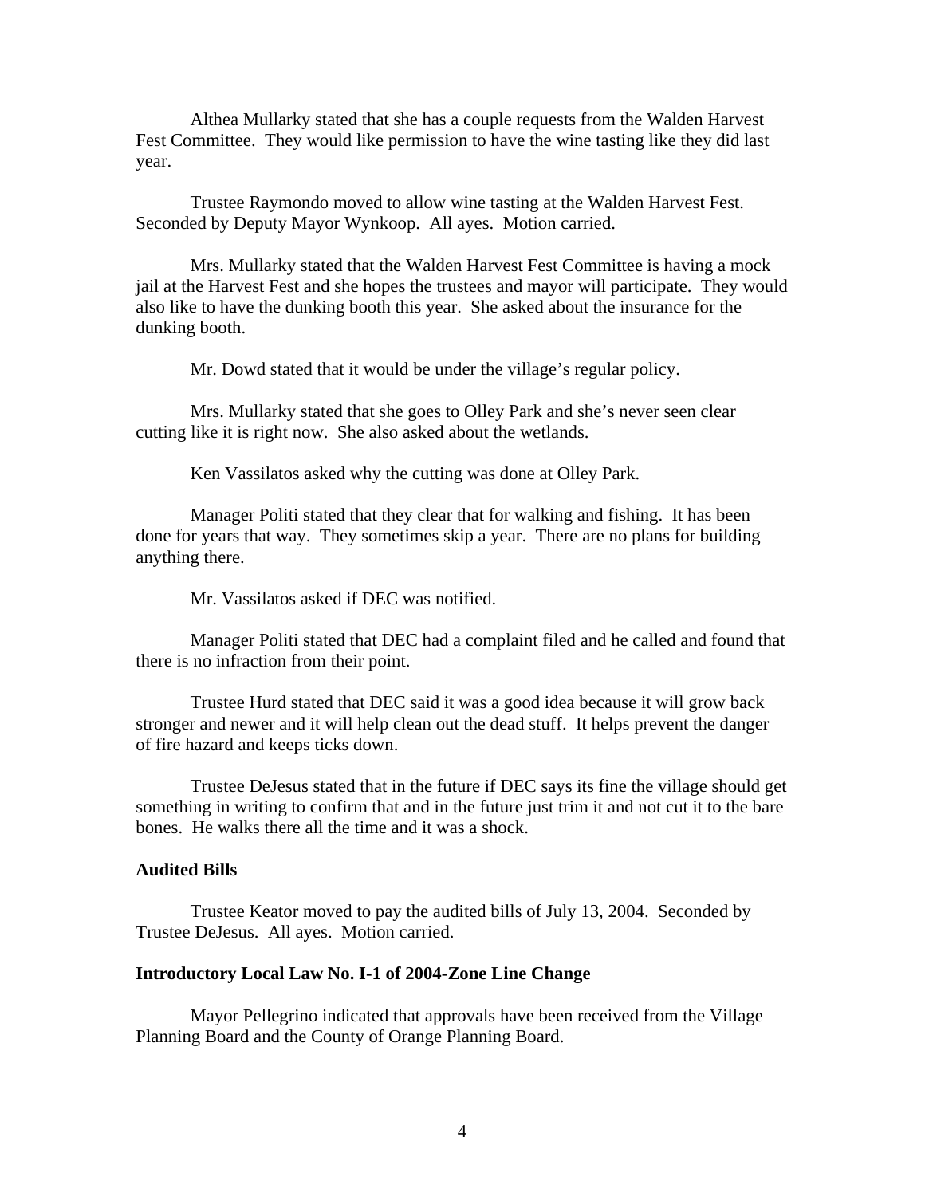Althea Mullarky stated that she has a couple requests from the Walden Harvest Fest Committee. They would like permission to have the wine tasting like they did last year.

Trustee Raymondo moved to allow wine tasting at the Walden Harvest Fest. Seconded by Deputy Mayor Wynkoop. All ayes. Motion carried.

Mrs. Mullarky stated that the Walden Harvest Fest Committee is having a mock jail at the Harvest Fest and she hopes the trustees and mayor will participate. They would also like to have the dunking booth this year. She asked about the insurance for the dunking booth.

Mr. Dowd stated that it would be under the village's regular policy.

Mrs. Mullarky stated that she goes to Olley Park and she's never seen clear cutting like it is right now. She also asked about the wetlands.

Ken Vassilatos asked why the cutting was done at Olley Park.

Manager Politi stated that they clear that for walking and fishing. It has been done for years that way. They sometimes skip a year. There are no plans for building anything there.

Mr. Vassilatos asked if DEC was notified.

Manager Politi stated that DEC had a complaint filed and he called and found that there is no infraction from their point.

Trustee Hurd stated that DEC said it was a good idea because it will grow back stronger and newer and it will help clean out the dead stuff. It helps prevent the danger of fire hazard and keeps ticks down.

Trustee DeJesus stated that in the future if DEC says its fine the village should get something in writing to confirm that and in the future just trim it and not cut it to the bare bones. He walks there all the time and it was a shock.

**Audited Bills**

Trustee Keator moved to pay the audited bills of July 13, 2004. Seconded by Trustee DeJesus. All ayes. Motion carried.

**Introductory Local Law No. I-1 of 2004-Zone Line Change**

Mayor Pellegrino indicated that approvals have been received from the Village Planning Board and the County of Orange Planning Board.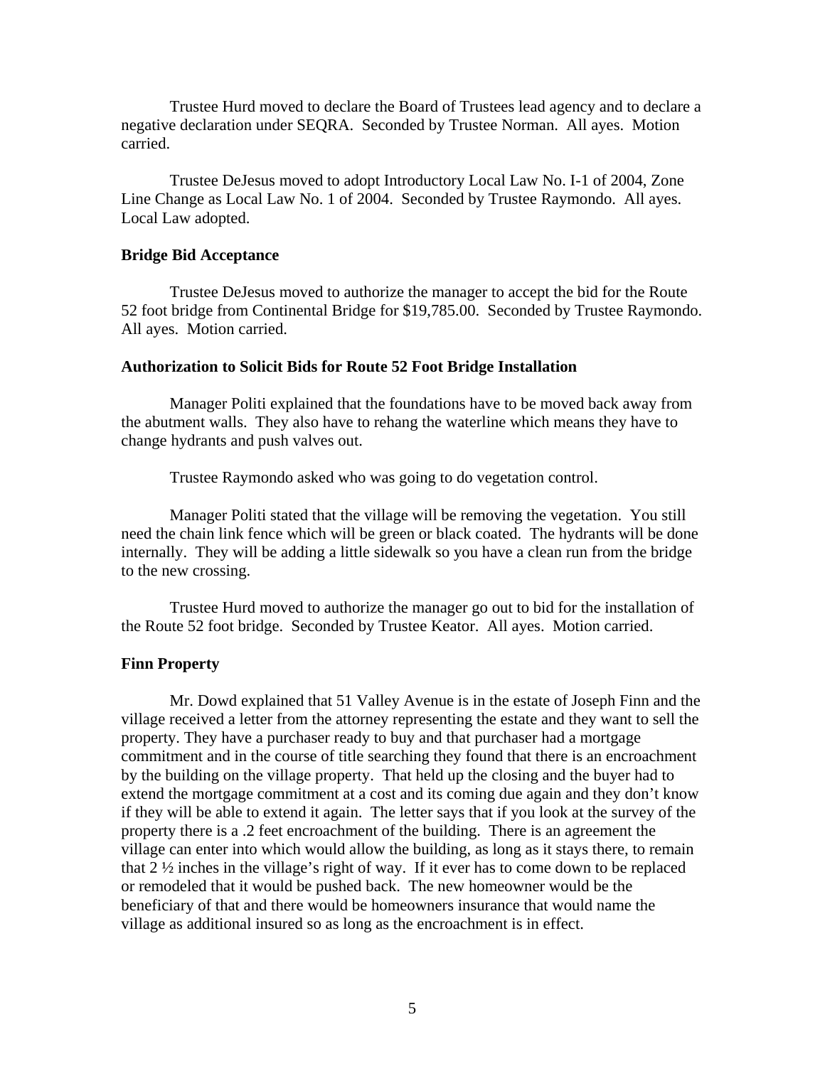Trustee Hurd moved to declare the Board of Trustees lead agency and to declare a negative declaration under SEQRA. Seconded by Trustee Norman. All ayes. Motion carried.

Trustee DeJesus moved to adopt Introductory Local Law No. I-1 of 2004, Zone Line Change as Local Law No. 1 of 2004. Seconded by Trustee Raymondo. All ayes. Local Law adopted.

**Bridge Bid Acceptance**

Trustee DeJesus moved to authorize the manager to accept the bid for the Route 52 foot bridge from Continental Bridge for $19,785.00. Seconded by Trustee Raymondo. All ayes. Motion carried.

**Authorization to Solicit Bids for Route 52 Foot Bridge Installation**

Manager Politi explained that the foundations have to be moved back away from the abutment walls. They also have to rehang the waterline which means they have to change hydrants and push valves out.

Trustee Raymondo asked who was going to do vegetation control.

Manager Politi stated that the village will be removing the vegetation. You still need the chain link fence which will be green or black coated. The hydrants will be done internally. They will be adding a little sidewalk so you have a clean run from the bridge to the new crossing.

Trustee Hurd moved to authorize the manager go out to bid for the installation of the Route 52 foot bridge. Seconded by Trustee Keator. All ayes. Motion carried.

**Finn Property**

Mr. Dowd explained that 51 Valley Avenue is in the estate of Joseph Finn and the village received a letter from the attorney representing the estate and they want to sell the property. They have a purchaser ready to buy and that purchaser had a mortgage commitment and in the course of title searching they found that there is an encroachment by the building on the village property. That held up the closing and the buyer had to extend the mortgage commitment at a cost and its coming due again and they don't know if they will be able to extend it again. The letter says that if you look at the survey of the property there is a .2 feet encroachment of the building. There is an agreement the village can enter into which would allow the building, as long as it stays there, to remain that 2 ½ inches in the village's right of way. If it ever has to come down to be replaced or remodeled that it would be pushed back. The new homeowner would be the beneficiary of that and there would be homeowners insurance that would name the village as additional insured so as long as the encroachment is in effect.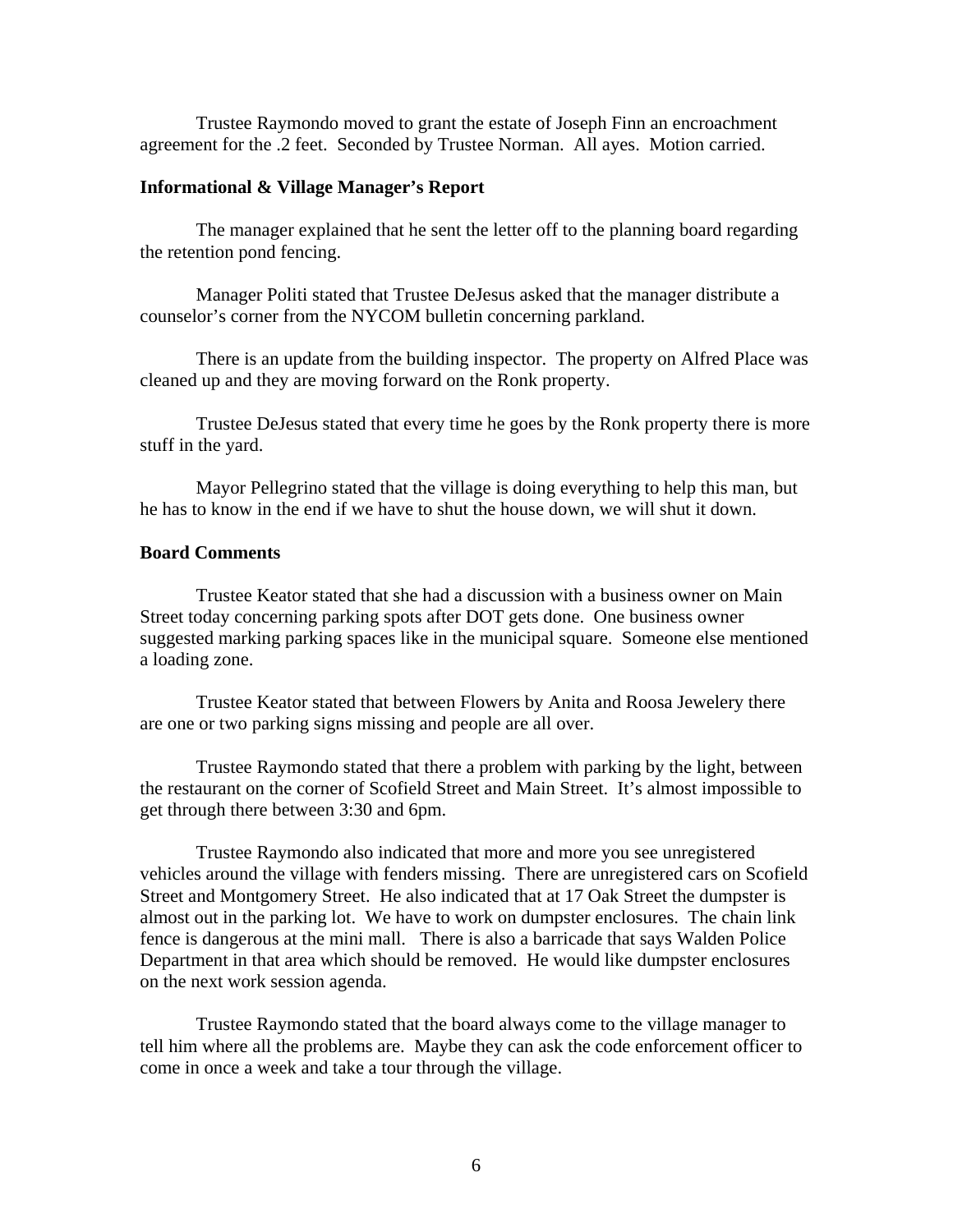Trustee Raymondo moved to grant the estate of Joseph Finn an encroachment agreement for the .2 feet. Seconded by Trustee Norman. All ayes. Motion carried.

**Informational & Village Manager's Report**

The manager explained that he sent the letter off to the planning board regarding the retention pond fencing.

Manager Politi stated that Trustee DeJesus asked that the manager distribute a counselor's corner from the NYCOM bulletin concerning parkland.

There is an update from the building inspector. The property on Alfred Place was cleaned up and they are moving forward on the Ronk property.

Trustee DeJesus stated that every time he goes by the Ronk property there is more stuff in the yard.

Mayor Pellegrino stated that the village is doing everything to help this man, but he has to know in the end if we have to shut the house down, we will shut it down.

**Board Comments**

Trustee Keator stated that she had a discussion with a business owner on Main Street today concerning parking spots after DOT gets done. One business owner suggested marking parking spaces like in the municipal square. Someone else mentioned a loading zone.

Trustee Keator stated that between Flowers by Anita and Roosa Jewelery there are one or two parking signs missing and people are all over.

Trustee Raymondo stated that there a problem with parking by the light, between the restaurant on the corner of Scofield Street and Main Street. It's almost impossible to get through there between 3:30 and 6pm.

Trustee Raymondo also indicated that more and more you see unregistered vehicles around the village with fenders missing. There are unregistered cars on Scofield Street and Montgomery Street. He also indicated that at 17 Oak Street the dumpster is almost out in the parking lot. We have to work on dumpster enclosures. The chain link fence is dangerous at the mini mall. There is also a barricade that says Walden Police Department in that area which should be removed. He would like dumpster enclosures on the next work session agenda.

Trustee Raymondo stated that the board always come to the village manager to tell him where all the problems are. Maybe they can ask the code enforcement officer to come in once a week and take a tour through the village.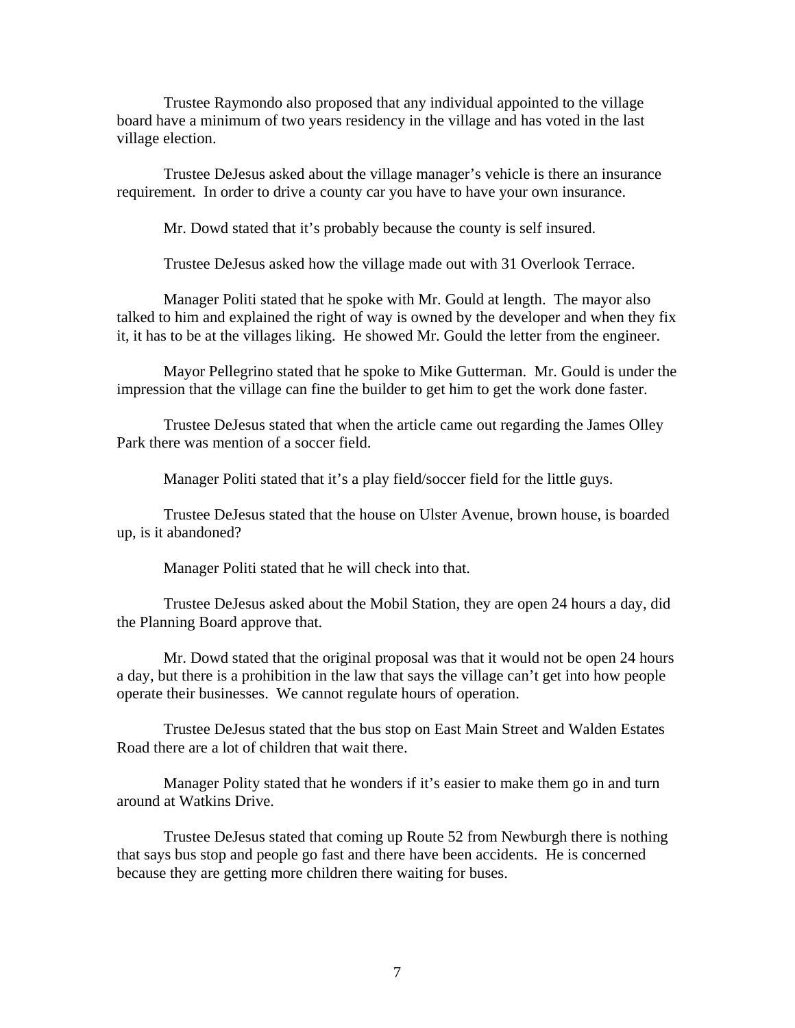Trustee Raymondo also proposed that any individual appointed to the village board have a minimum of two years residency in the village and has voted in the last village election.

Trustee DeJesus asked about the village manager's vehicle is there an insurance requirement. In order to drive a county car you have to have your own insurance.

Mr. Dowd stated that it's probably because the county is self insured.

Trustee DeJesus asked how the village made out with 31 Overlook Terrace.

Manager Politi stated that he spoke with Mr. Gould at length. The mayor also talked to him and explained the right of way is owned by the developer and when they fix it, it has to be at the villages liking. He showed Mr. Gould the letter from the engineer.

Mayor Pellegrino stated that he spoke to Mike Gutterman. Mr. Gould is under the impression that the village can fine the builder to get him to get the work done faster.

Trustee DeJesus stated that when the article came out regarding the James Olley Park there was mention of a soccer field.

Manager Politi stated that it's a play field/soccer field for the little guys.

Trustee DeJesus stated that the house on Ulster Avenue, brown house, is boarded up, is it abandoned?

Manager Politi stated that he will check into that.

Trustee DeJesus asked about the Mobil Station, they are open 24 hours a day, did the Planning Board approve that.

Mr. Dowd stated that the original proposal was that it would not be open 24 hours a day, but there is a prohibition in the law that says the village can't get into how people operate their businesses. We cannot regulate hours of operation.

Trustee DeJesus stated that the bus stop on East Main Street and Walden Estates Road there are a lot of children that wait there.

Manager Polity stated that he wonders if it's easier to make them go in and turn around at Watkins Drive.

Trustee DeJesus stated that coming up Route 52 from Newburgh there is nothing that says bus stop and people go fast and there have been accidents. He is concerned because they are getting more children there waiting for buses.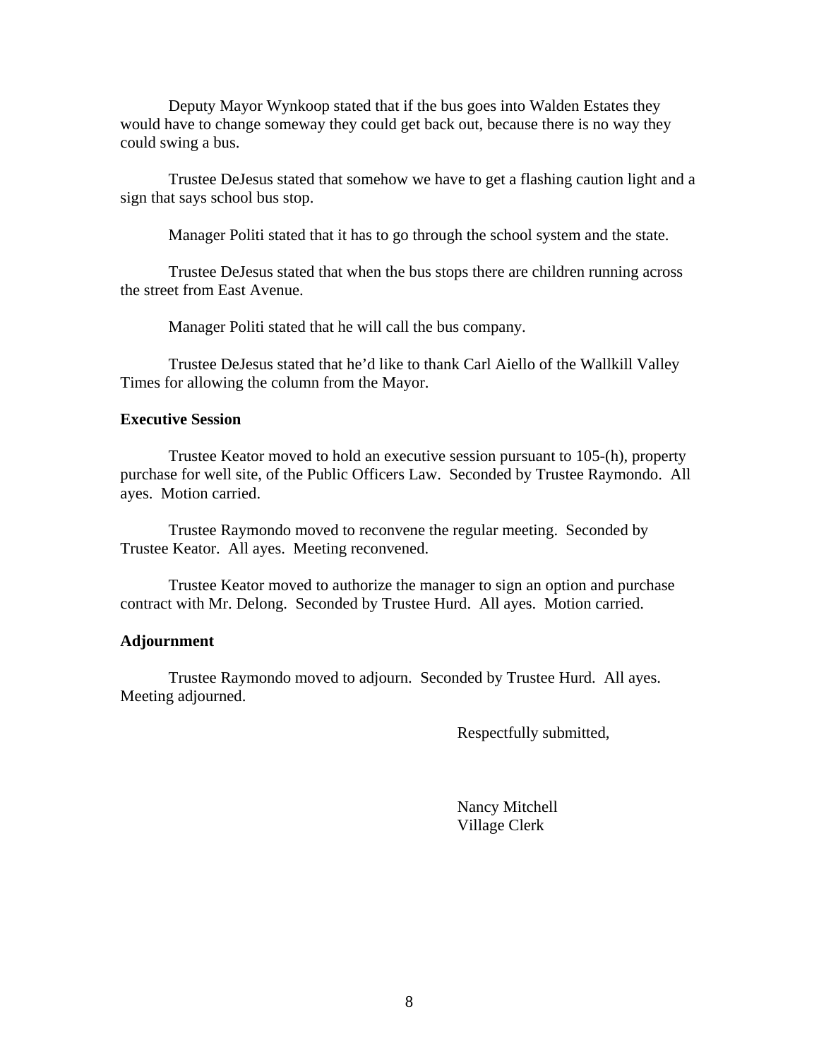Deputy Mayor Wynkoop stated that if the bus goes into Walden Estates they would have to change someway they could get back out, because there is no way they could swing a bus.

Trustee DeJesus stated that somehow we have to get a flashing caution light and a sign that says school bus stop.

Manager Politi stated that it has to go through the school system and the state.

Trustee DeJesus stated that when the bus stops there are children running across the street from East Avenue.

Manager Politi stated that he will call the bus company.

Trustee DeJesus stated that he'd like to thank Carl Aiello of the Wallkill Valley Times for allowing the column from the Mayor.

**Executive Session**

Trustee Keator moved to hold an executive session pursuant to 105-(h), property purchase for well site, of the Public Officers Law. Seconded by Trustee Raymondo. All ayes. Motion carried.

Trustee Raymondo moved to reconvene the regular meeting. Seconded by Trustee Keator. All ayes. Meeting reconvened.

Trustee Keator moved to authorize the manager to sign an option and purchase contract with Mr. Delong. Seconded by Trustee Hurd. All ayes. Motion carried.

**Adjournment**

Trustee Raymondo moved to adjourn. Seconded by Trustee Hurd. All ayes. Meeting adjourned.

Respectfully submitted,

Nancy Mitchell
Village Clerk